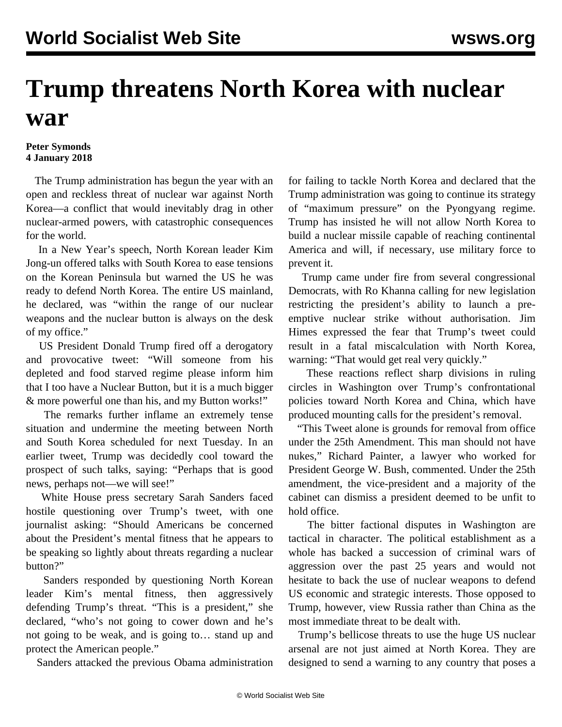# Trump threatens North Korea with nuclear war

**Peter Symonds**
**4 January 2018**

The Trump administration has begun the year with an open and reckless threat of nuclear war against North Korea—a conflict that would inevitably drag in other nuclear-armed powers, with catastrophic consequences for the world.

In a New Year's speech, North Korean leader Kim Jong-un offered talks with South Korea to ease tensions on the Korean Peninsula but warned the US he was ready to defend North Korea. The entire US mainland, he declared, was "within the range of our nuclear weapons and the nuclear button is always on the desk of my office."

US President Donald Trump fired off a derogatory and provocative tweet: "Will someone from his depleted and food starved regime please inform him that I too have a Nuclear Button, but it is a much bigger & more powerful one than his, and my Button works!"

The remarks further inflame an extremely tense situation and undermine the meeting between North and South Korea scheduled for next Tuesday. In an earlier tweet, Trump was decidedly cool toward the prospect of such talks, saying: "Perhaps that is good news, perhaps not—we will see!"

White House press secretary Sarah Sanders faced hostile questioning over Trump's tweet, with one journalist asking: "Should Americans be concerned about the President's mental fitness that he appears to be speaking so lightly about threats regarding a nuclear button?"

Sanders responded by questioning North Korean leader Kim's mental fitness, then aggressively defending Trump's threat. "This is a president," she declared, "who's not going to cower down and he's not going to be weak, and is going to… stand up and protect the American people."

Sanders attacked the previous Obama administration for failing to tackle North Korea and declared that the Trump administration was going to continue its strategy of "maximum pressure" on the Pyongyang regime. Trump has insisted he will not allow North Korea to build a nuclear missile capable of reaching continental America and will, if necessary, use military force to prevent it.

Trump came under fire from several congressional Democrats, with Ro Khanna calling for new legislation restricting the president's ability to launch a pre-emptive nuclear strike without authorisation. Jim Himes expressed the fear that Trump's tweet could result in a fatal miscalculation with North Korea, warning: "That would get real very quickly."

These reactions reflect sharp divisions in ruling circles in Washington over Trump's confrontational policies toward North Korea and China, which have produced mounting calls for the president's removal.

"This Tweet alone is grounds for removal from office under the 25th Amendment. This man should not have nukes," Richard Painter, a lawyer who worked for President George W. Bush, commented. Under the 25th amendment, the vice-president and a majority of the cabinet can dismiss a president deemed to be unfit to hold office.

The bitter factional disputes in Washington are tactical in character. The political establishment as a whole has backed a succession of criminal wars of aggression over the past 25 years and would not hesitate to back the use of nuclear weapons to defend US economic and strategic interests. Those opposed to Trump, however, view Russia rather than China as the most immediate threat to be dealt with.

Trump's bellicose threats to use the huge US nuclear arsenal are not just aimed at North Korea. They are designed to send a warning to any country that poses a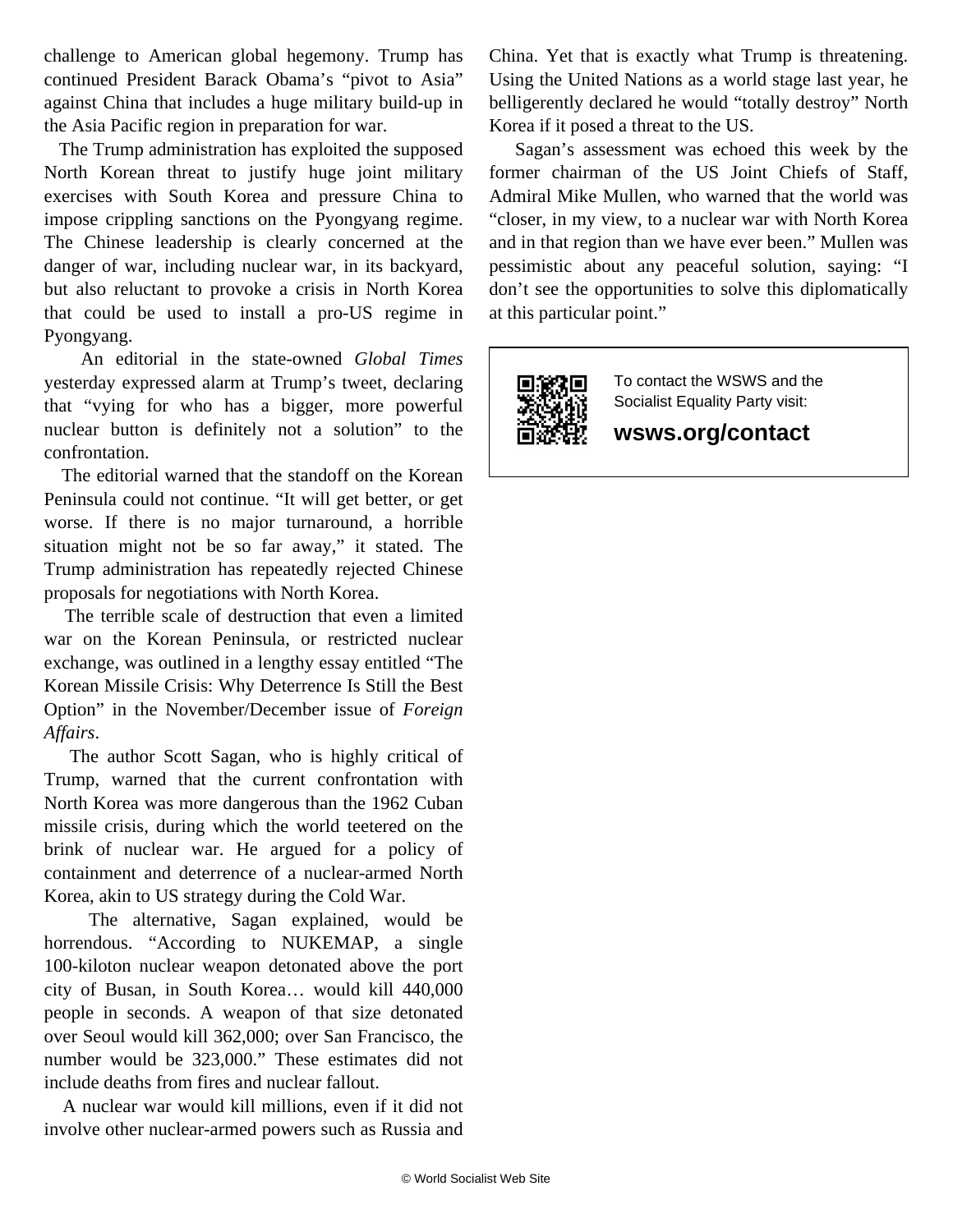challenge to American global hegemony. Trump has continued President Barack Obama's "pivot to Asia" against China that includes a huge military build-up in the Asia Pacific region in preparation for war.

The Trump administration has exploited the supposed North Korean threat to justify huge joint military exercises with South Korea and pressure China to impose crippling sanctions on the Pyongyang regime. The Chinese leadership is clearly concerned at the danger of war, including nuclear war, in its backyard, but also reluctant to provoke a crisis in North Korea that could be used to install a pro-US regime in Pyongyang.

An editorial in the state-owned *Global Times* yesterday expressed alarm at Trump's tweet, declaring that "vying for who has a bigger, more powerful nuclear button is definitely not a solution" to the confrontation.

The editorial warned that the standoff on the Korean Peninsula could not continue. "It will get better, or get worse. If there is no major turnaround, a horrible situation might not be so far away," it stated. The Trump administration has repeatedly rejected Chinese proposals for negotiations with North Korea.

The terrible scale of destruction that even a limited war on the Korean Peninsula, or restricted nuclear exchange, was outlined in a lengthy essay entitled "The Korean Missile Crisis: Why Deterrence Is Still the Best Option" in the November/December issue of *Foreign Affairs*.

The author Scott Sagan, who is highly critical of Trump, warned that the current confrontation with North Korea was more dangerous than the 1962 Cuban missile crisis, during which the world teetered on the brink of nuclear war. He argued for a policy of containment and deterrence of a nuclear-armed North Korea, akin to US strategy during the Cold War.

The alternative, Sagan explained, would be horrendous. "According to NUKEMAP, a single 100-kiloton nuclear weapon detonated above the port city of Busan, in South Korea… would kill 440,000 people in seconds. A weapon of that size detonated over Seoul would kill 362,000; over San Francisco, the number would be 323,000." These estimates did not include deaths from fires and nuclear fallout.

A nuclear war would kill millions, even if it did not involve other nuclear-armed powers such as Russia and China. Yet that is exactly what Trump is threatening. Using the United Nations as a world stage last year, he belligerently declared he would "totally destroy" North Korea if it posed a threat to the US.

Sagan's assessment was echoed this week by the former chairman of the US Joint Chiefs of Staff, Admiral Mike Mullen, who warned that the world was "closer, in my view, to a nuclear war with North Korea and in that region than we have ever been." Mullen was pessimistic about any peaceful solution, saying: "I don't see the opportunities to solve this diplomatically at this particular point."

To contact the WSWS and the Socialist Equality Party visit:

**wsws.org/contact**